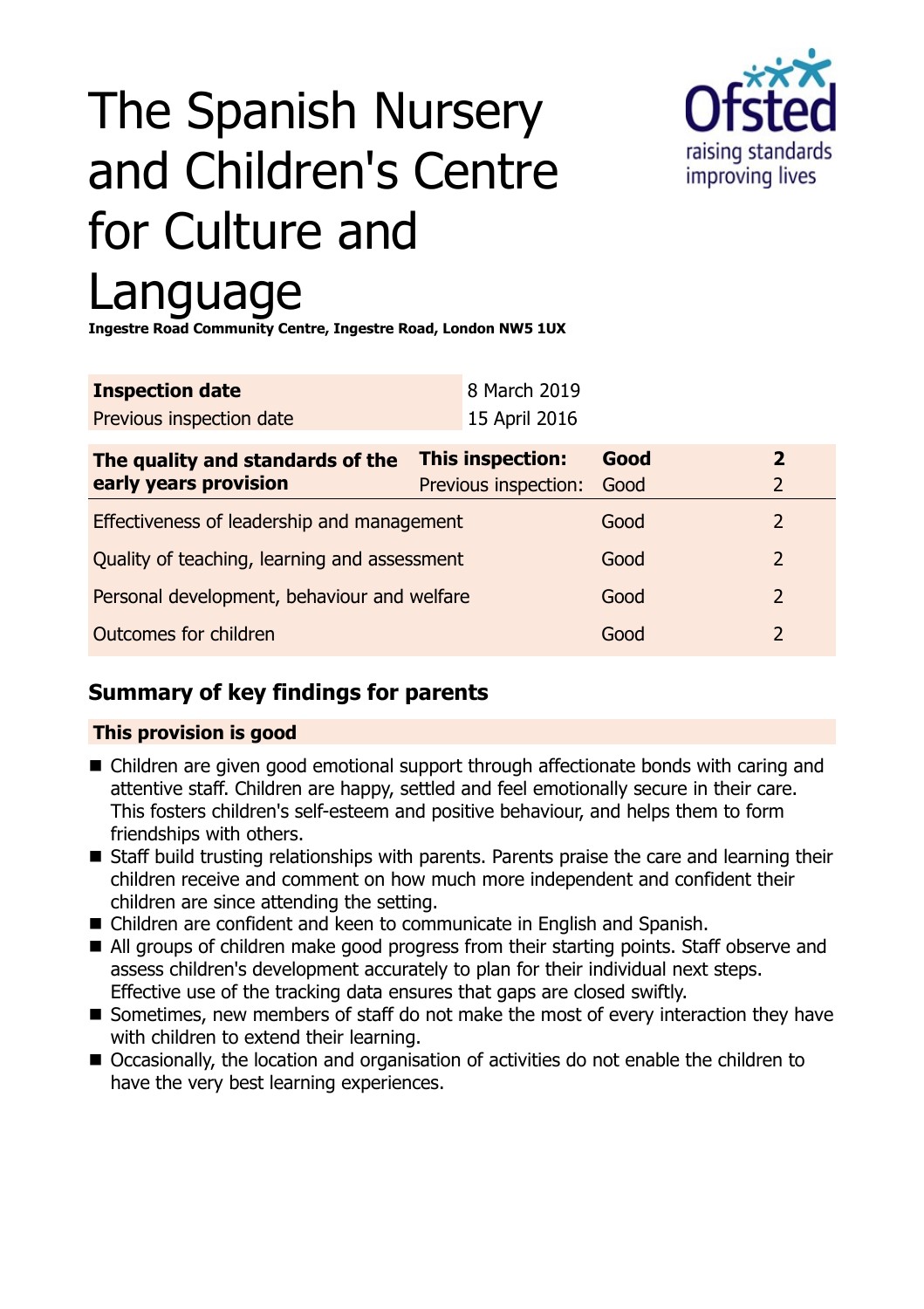# The Spanish Nursery and Children's Centre for Culture and Language

**Ingestre Road Community Centre, Ingestre Road, London NW5 1UX**

| **Inspection date** | 8 March 2019 |
|---|---|
| Previous inspection date | 15 April 2016 |

| **The quality and standards of the early years provision** | **This inspection:** | **Good** | **2** |
|---|---|---|---|
| | Previous inspection: | Good | 2 |
| Effectiveness of leadership and management | | Good | 2 |
| Quality of teaching, learning and assessment | | Good | 2 |
| Personal development, behaviour and welfare | | Good | 2 |
| Outcomes for children | | Good | 2 |

## Summary of key findings for parents

**This provision is good**

- Children are given good emotional support through affectionate bonds with caring and attentive staff. Children are happy, settled and feel emotionally secure in their care. This fosters children's self-esteem and positive behaviour, and helps them to form friendships with others.
- Staff build trusting relationships with parents. Parents praise the care and learning their children receive and comment on how much more independent and confident their children are since attending the setting.
- Children are confident and keen to communicate in English and Spanish.
- All groups of children make good progress from their starting points. Staff observe and assess children's development accurately to plan for their individual next steps. Effective use of the tracking data ensures that gaps are closed swiftly.
- Sometimes, new members of staff do not make the most of every interaction they have with children to extend their learning.
- Occasionally, the location and organisation of activities do not enable the children to have the very best learning experiences.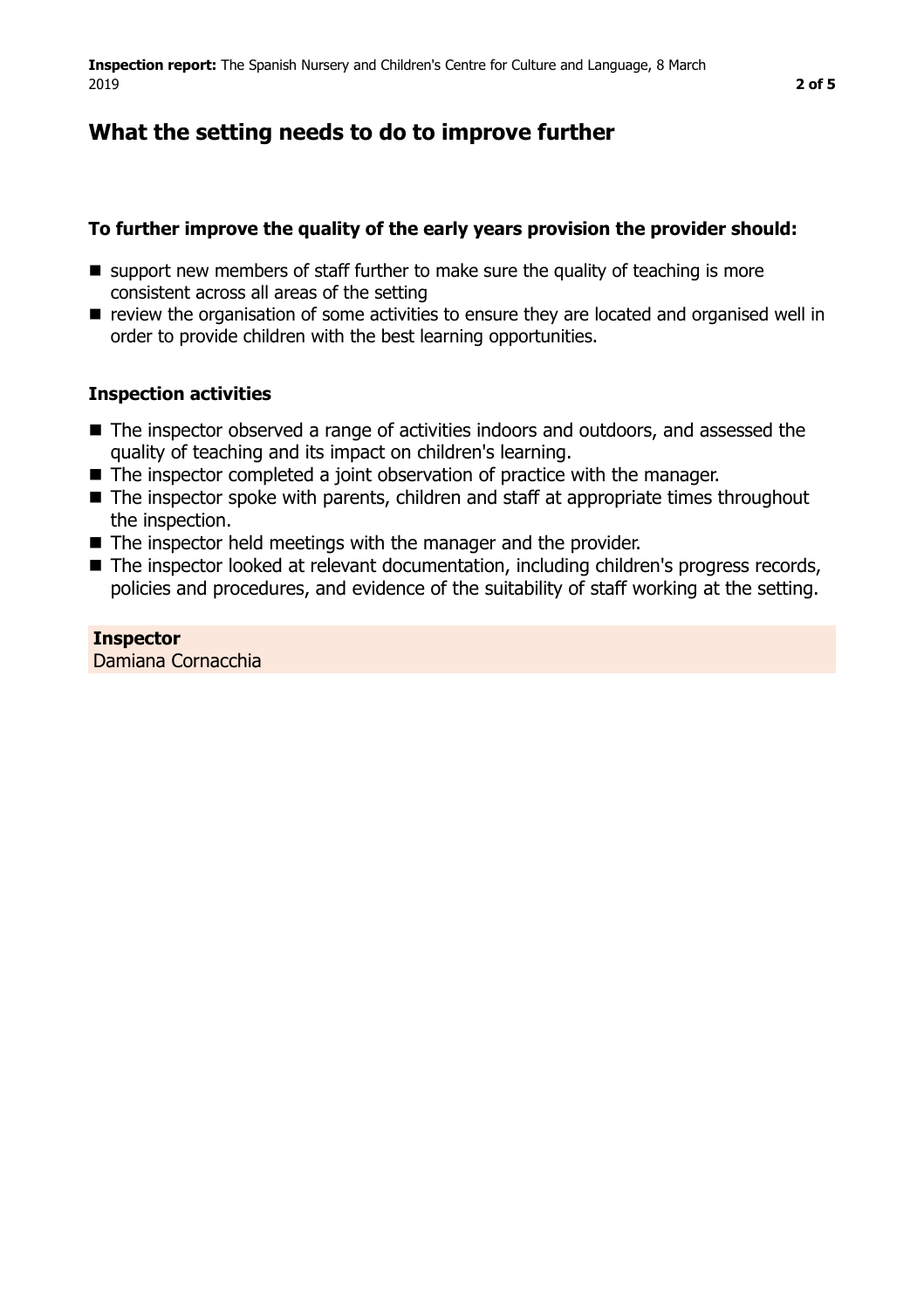## What the setting needs to do to improve further

### To further improve the quality of the early years provision the provider should:

- support new members of staff further to make sure the quality of teaching is more consistent across all areas of the setting
- review the organisation of some activities to ensure they are located and organised well in order to provide children with the best learning opportunities.

### Inspection activities

- The inspector observed a range of activities indoors and outdoors, and assessed the quality of teaching and its impact on children's learning.
- The inspector completed a joint observation of practice with the manager.
- The inspector spoke with parents, children and staff at appropriate times throughout the inspection.
- The inspector held meetings with the manager and the provider.
- The inspector looked at relevant documentation, including children's progress records, policies and procedures, and evidence of the suitability of staff working at the setting.

**Inspector**
Damiana Cornacchia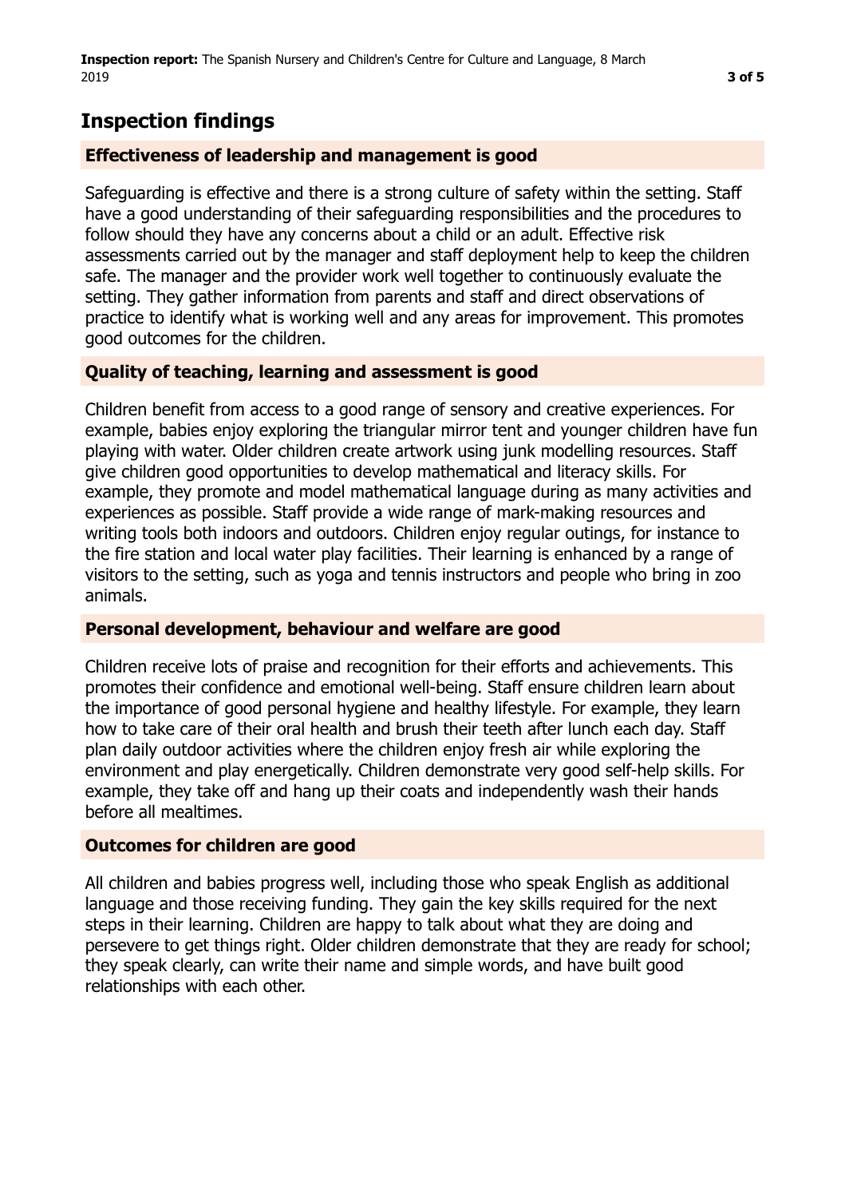## Inspection findings

### Effectiveness of leadership and management is good

Safeguarding is effective and there is a strong culture of safety within the setting. Staff have a good understanding of their safeguarding responsibilities and the procedures to follow should they have any concerns about a child or an adult. Effective risk assessments carried out by the manager and staff deployment help to keep the children safe. The manager and the provider work well together to continuously evaluate the setting. They gather information from parents and staff and direct observations of practice to identify what is working well and any areas for improvement. This promotes good outcomes for the children.

### Quality of teaching, learning and assessment is good

Children benefit from access to a good range of sensory and creative experiences. For example, babies enjoy exploring the triangular mirror tent and younger children have fun playing with water. Older children create artwork using junk modelling resources. Staff give children good opportunities to develop mathematical and literacy skills. For example, they promote and model mathematical language during as many activities and experiences as possible. Staff provide a wide range of mark-making resources and writing tools both indoors and outdoors. Children enjoy regular outings, for instance to the fire station and local water play facilities. Their learning is enhanced by a range of visitors to the setting, such as yoga and tennis instructors and people who bring in zoo animals.

### Personal development, behaviour and welfare are good

Children receive lots of praise and recognition for their efforts and achievements. This promotes their confidence and emotional well-being. Staff ensure children learn about the importance of good personal hygiene and healthy lifestyle. For example, they learn how to take care of their oral health and brush their teeth after lunch each day. Staff plan daily outdoor activities where the children enjoy fresh air while exploring the environment and play energetically. Children demonstrate very good self-help skills. For example, they take off and hang up their coats and independently wash their hands before all mealtimes.

### Outcomes for children are good

All children and babies progress well, including those who speak English as additional language and those receiving funding. They gain the key skills required for the next steps in their learning. Children are happy to talk about what they are doing and persevere to get things right. Older children demonstrate that they are ready for school; they speak clearly, can write their name and simple words, and have built good relationships with each other.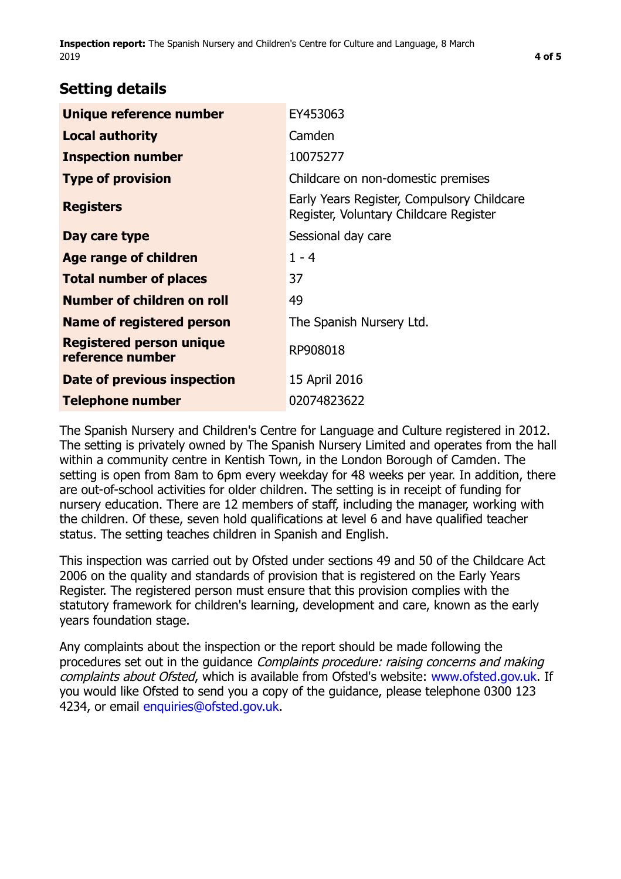## Setting details

| | |
|---|---|
| **Unique reference number** | EY453063 |
| **Local authority** | Camden |
| **Inspection number** | 10075277 |
| **Type of provision** | Childcare on non-domestic premises |
| **Registers** | Early Years Register, Compulsory Childcare Register, Voluntary Childcare Register |
| **Day care type** | Sessional day care |
| **Age range of children** | 1 - 4 |
| **Total number of places** | 37 |
| **Number of children on roll** | 49 |
| **Name of registered person** | The Spanish Nursery Ltd. |
| **Registered person unique reference number** | RP908018 |
| **Date of previous inspection** | 15 April 2016 |
| **Telephone number** | 02074823622 |

The Spanish Nursery and Children's Centre for Language and Culture registered in 2012. The setting is privately owned by The Spanish Nursery Limited and operates from the hall within a community centre in Kentish Town, in the London Borough of Camden. The setting is open from 8am to 6pm every weekday for 48 weeks per year. In addition, there are out-of-school activities for older children. The setting is in receipt of funding for nursery education. There are 12 members of staff, including the manager, working with the children. Of these, seven hold qualifications at level 6 and have qualified teacher status. The setting teaches children in Spanish and English.

This inspection was carried out by Ofsted under sections 49 and 50 of the Childcare Act 2006 on the quality and standards of provision that is registered on the Early Years Register. The registered person must ensure that this provision complies with the statutory framework for children's learning, development and care, known as the early years foundation stage.

Any complaints about the inspection or the report should be made following the procedures set out in the guidance *Complaints procedure: raising concerns and making complaints about Ofsted*, which is available from Ofsted's website: www.ofsted.gov.uk. If you would like Ofsted to send you a copy of the guidance, please telephone 0300 123 4234, or email enquiries@ofsted.gov.uk.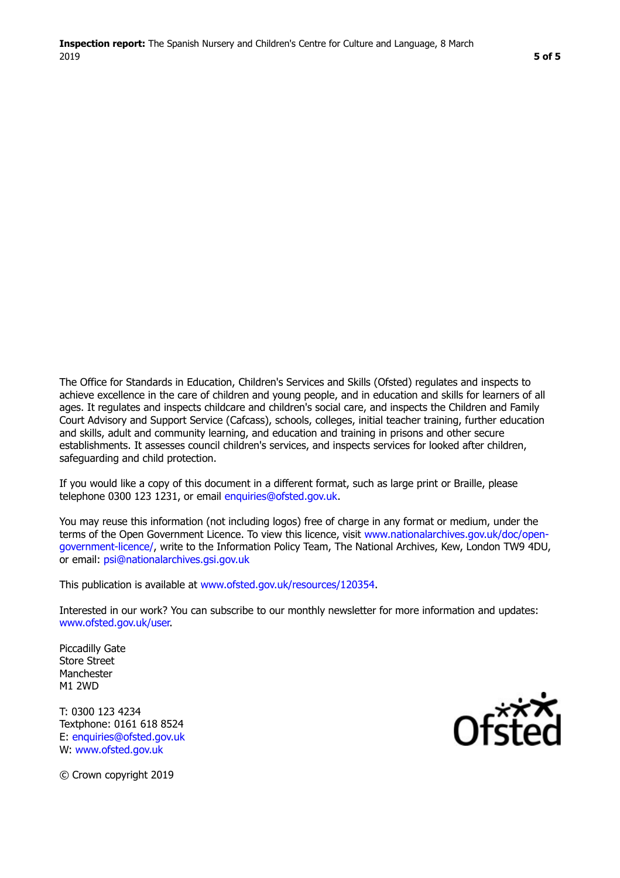The Office for Standards in Education, Children's Services and Skills (Ofsted) regulates and inspects to achieve excellence in the care of children and young people, and in education and skills for learners of all ages. It regulates and inspects childcare and children's social care, and inspects the Children and Family Court Advisory and Support Service (Cafcass), schools, colleges, initial teacher training, further education and skills, adult and community learning, and education and training in prisons and other secure establishments. It assesses council children's services, and inspects services for looked after children, safeguarding and child protection.

If you would like a copy of this document in a different format, such as large print or Braille, please telephone 0300 123 1231, or email enquiries@ofsted.gov.uk.

You may reuse this information (not including logos) free of charge in any format or medium, under the terms of the Open Government Licence. To view this licence, visit www.nationalarchives.gov.uk/doc/open-government-licence/, write to the Information Policy Team, The National Archives, Kew, London TW9 4DU, or email: psi@nationalarchives.gsi.gov.uk

This publication is available at www.ofsted.gov.uk/resources/120354.

Interested in our work? You can subscribe to our monthly newsletter for more information and updates: www.ofsted.gov.uk/user.

Piccadilly Gate
Store Street
Manchester
M1 2WD

T: 0300 123 4234
Textphone: 0161 618 8524
E: enquiries@ofsted.gov.uk
W: www.ofsted.gov.uk

© Crown copyright 2019